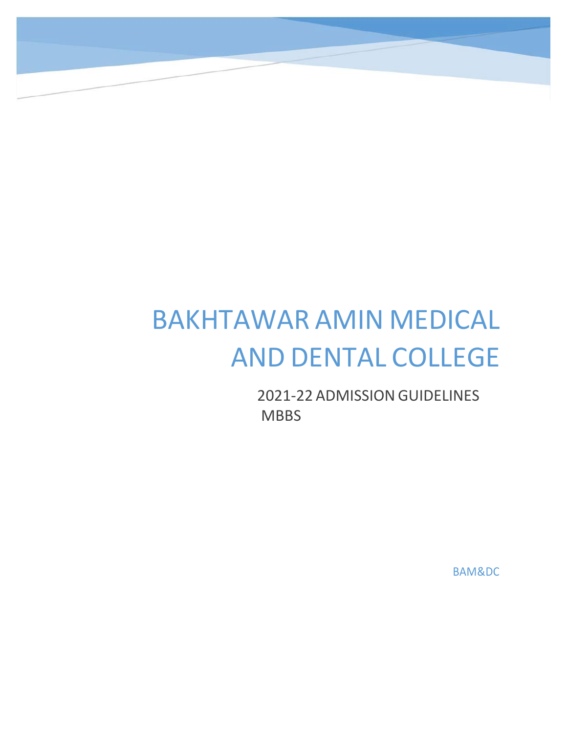# BAKHTAWAR AMIN MEDICAL AND DENTAL COLLEGE

2021-22 ADMISSION GUIDELINES MBBS

BAM&DC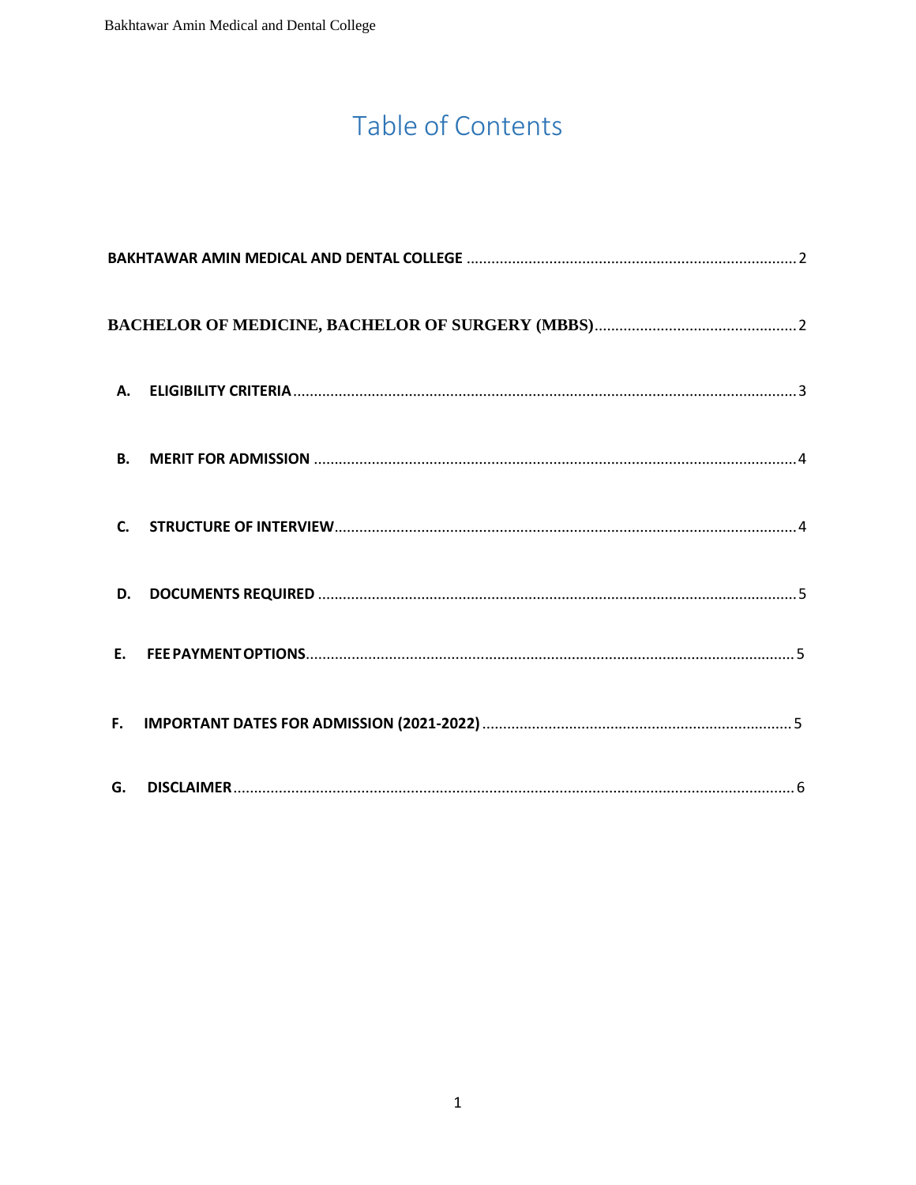# Table of Contents

BAKHTAWAR AMIN MEDICAL AND DENTAL COLLEGE ........ 2

BACHELOR OF MEDICINE, BACHELOR OF SURGERY (MBBS) ........ 2

A. ELIGIBILITY CRITERIA ........ 3

B. MERIT FOR ADMISSION ........ 4

C. STRUCTURE OF INTERVIEW ........ 4

D. DOCUMENTS REQUIRED ........ 5

E. FEE PAYMENT OPTIONS ........ 5

F. IMPORTANT DATES FOR ADMISSION (2021-2022) ........ 5

G. DISCLAIMER ........ 6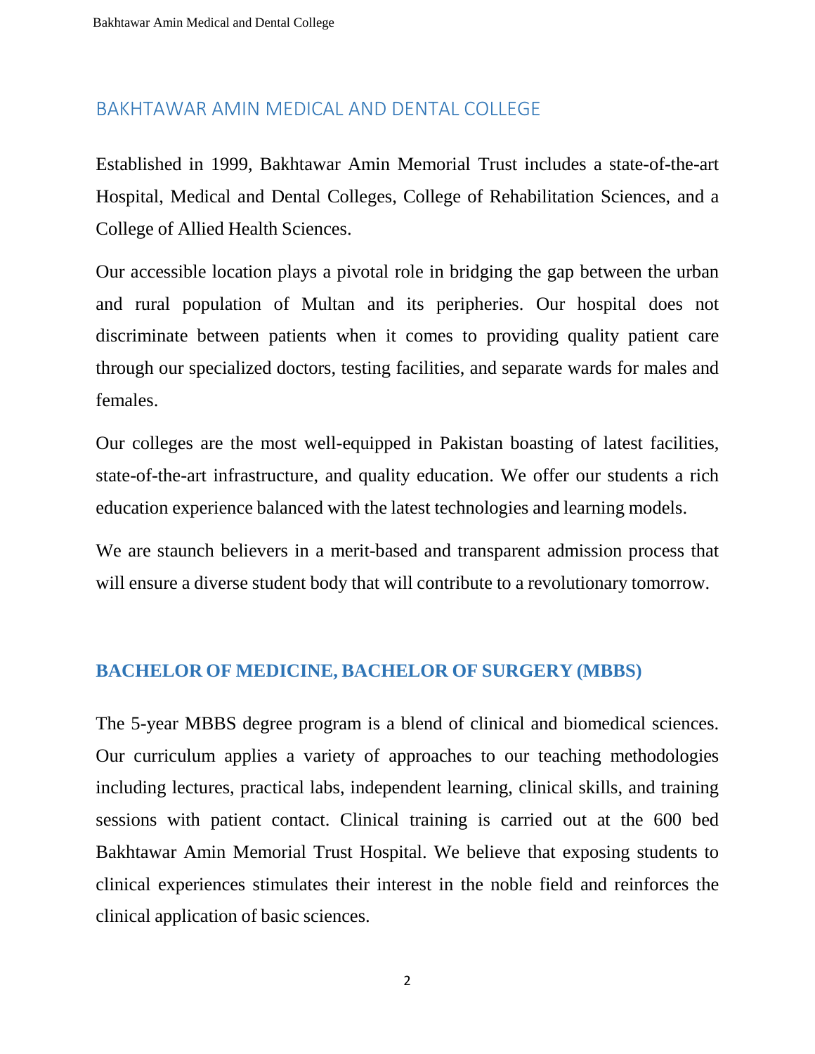## BAKHTAWAR AMIN MEDICAL AND DENTAL COLLEGE

Established in 1999, Bakhtawar Amin Memorial Trust includes a state-of-the-art Hospital, Medical and Dental Colleges, College of Rehabilitation Sciences, and a College of Allied Health Sciences.

Our accessible location plays a pivotal role in bridging the gap between the urban and rural population of Multan and its peripheries. Our hospital does not discriminate between patients when it comes to providing quality patient care through our specialized doctors, testing facilities, and separate wards for males and females.

Our colleges are the most well-equipped in Pakistan boasting of latest facilities, state-of-the-art infrastructure, and quality education. We offer our students a rich education experience balanced with the latest technologies and learning models.

We are staunch believers in a merit-based and transparent admission process that will ensure a diverse student body that will contribute to a revolutionary tomorrow.

## BACHELOR OF MEDICINE, BACHELOR OF SURGERY (MBBS)

The 5-year MBBS degree program is a blend of clinical and biomedical sciences. Our curriculum applies a variety of approaches to our teaching methodologies including lectures, practical labs, independent learning, clinical skills, and training sessions with patient contact. Clinical training is carried out at the 600 bed Bakhtawar Amin Memorial Trust Hospital. We believe that exposing students to clinical experiences stimulates their interest in the noble field and reinforces the clinical application of basic sciences.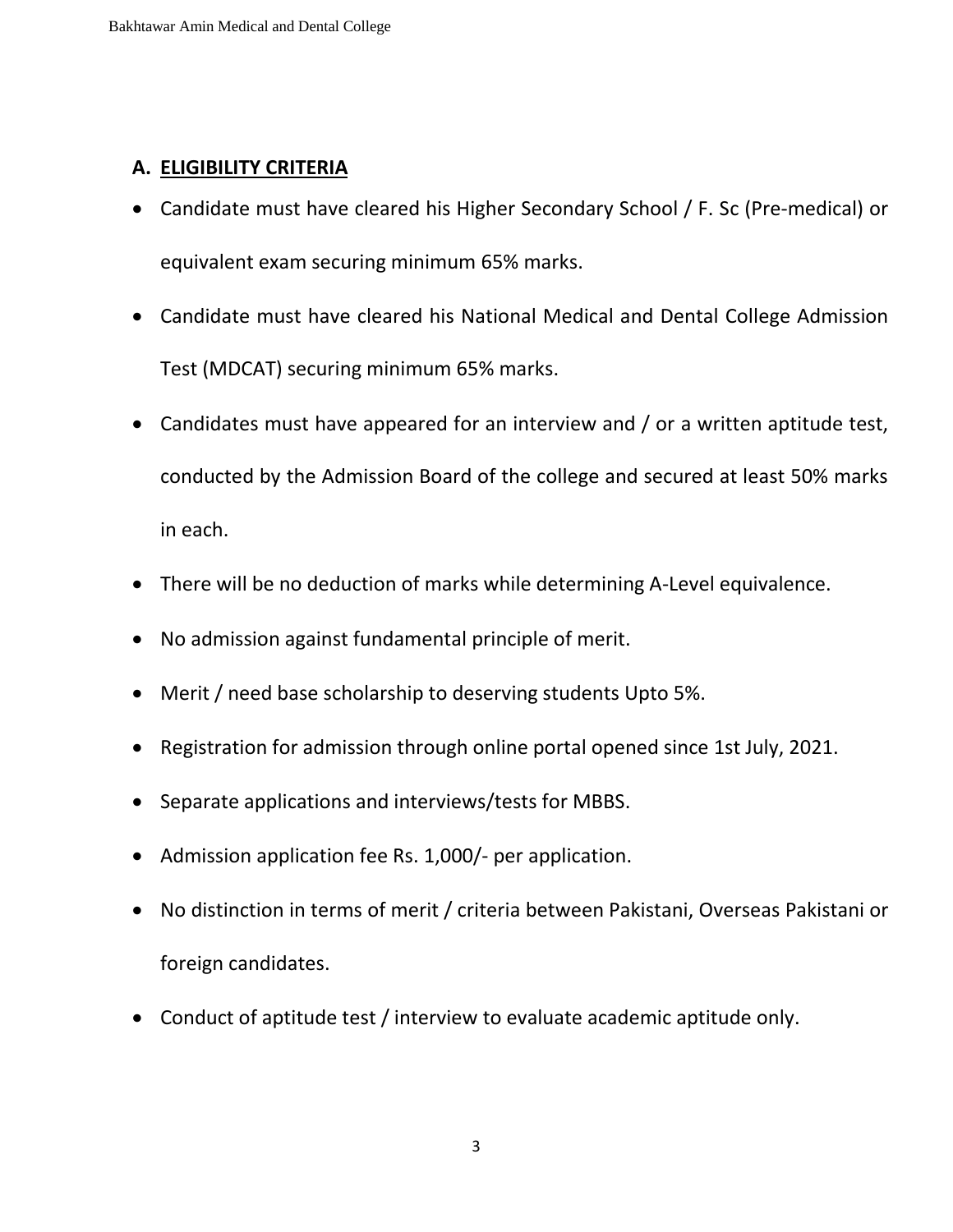## A. ELIGIBILITY CRITERIA

- Candidate must have cleared his Higher Secondary School / F. Sc (Pre-medical) or equivalent exam securing minimum 65% marks.
- Candidate must have cleared his National Medical and Dental College Admission Test (MDCAT) securing minimum 65% marks.
- Candidates must have appeared for an interview and / or a written aptitude test, conducted by the Admission Board of the college and secured at least 50% marks in each.
- There will be no deduction of marks while determining A-Level equivalence.
- No admission against fundamental principle of merit.
- Merit / need base scholarship to deserving students Upto 5%.
- Registration for admission through online portal opened since 1st July, 2021.
- Separate applications and interviews/tests for MBBS.
- Admission application fee Rs. 1,000/- per application.
- No distinction in terms of merit / criteria between Pakistani, Overseas Pakistani or foreign candidates.
- Conduct of aptitude test / interview to evaluate academic aptitude only.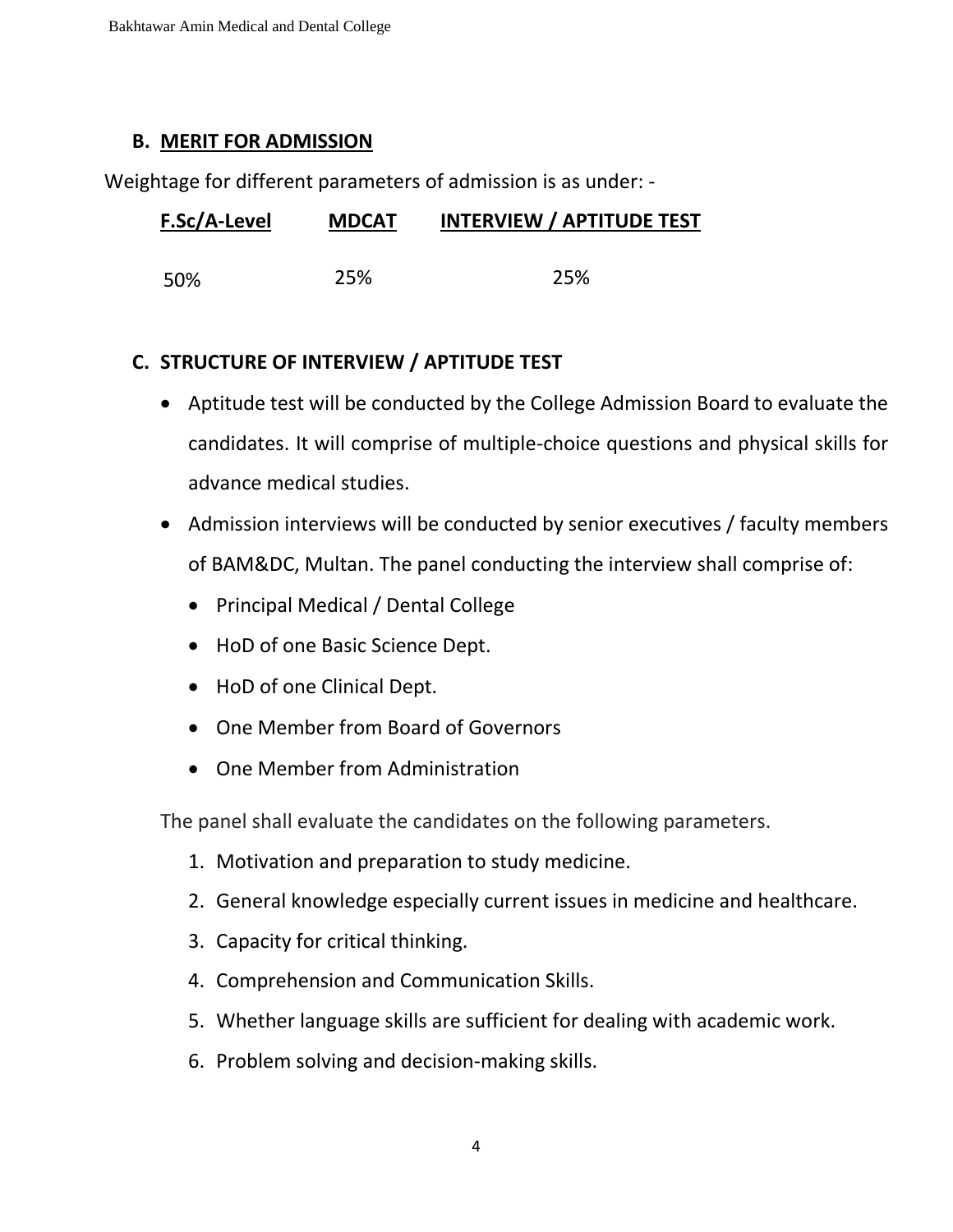### B. MERIT FOR ADMISSION

Weightage for different parameters of admission is as under: -

| F.Sc/A-Level | MDCAT | INTERVIEW / APTITUDE TEST |
|---|---|---|
| 50% | 25% | 25% |

### C. STRUCTURE OF INTERVIEW / APTITUDE TEST

- Aptitude test will be conducted by the College Admission Board to evaluate the candidates. It will comprise of multiple-choice questions and physical skills for advance medical studies.
- Admission interviews will be conducted by senior executives / faculty members of BAM&DC, Multan. The panel conducting the interview shall comprise of:
  - Principal Medical / Dental College
  - HoD of one Basic Science Dept.
  - HoD of one Clinical Dept.
  - One Member from Board of Governors
  - One Member from Administration

The panel shall evaluate the candidates on the following parameters.

1. Motivation and preparation to study medicine.
2. General knowledge especially current issues in medicine and healthcare.
3. Capacity for critical thinking.
4. Comprehension and Communication Skills.
5. Whether language skills are sufficient for dealing with academic work.
6. Problem solving and decision-making skills.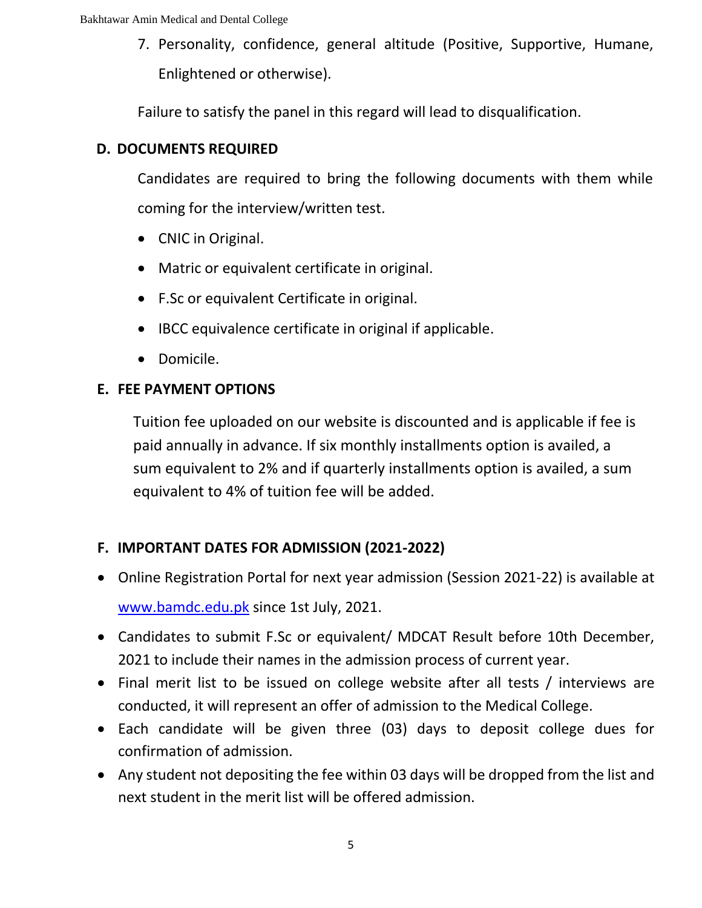7. Personality, confidence, general altitude (Positive, Supportive, Humane, Enlightened or otherwise).

Failure to satisfy the panel in this regard will lead to disqualification.

### D. DOCUMENTS REQUIRED

Candidates are required to bring the following documents with them while coming for the interview/written test.

- CNIC in Original.
- Matric or equivalent certificate in original.
- F.Sc or equivalent Certificate in original.
- IBCC equivalence certificate in original if applicable.
- Domicile.

### E. FEE PAYMENT OPTIONS

Tuition fee uploaded on our website is discounted and is applicable if fee is paid annually in advance. If six monthly installments option is availed, a sum equivalent to 2% and if quarterly installments option is availed, a sum equivalent to 4% of tuition fee will be added.

### F. IMPORTANT DATES FOR ADMISSION (2021-2022)

- Online Registration Portal for next year admission (Session 2021-22) is available at [www.bamdc.edu.pk](http://www.bamdc.edu.pk) since 1st July, 2021.
- Candidates to submit F.Sc or equivalent/ MDCAT Result before 10th December, 2021 to include their names in the admission process of current year.
- Final merit list to be issued on college website after all tests / interviews are conducted, it will represent an offer of admission to the Medical College.
- Each candidate will be given three (03) days to deposit college dues for confirmation of admission.
- Any student not depositing the fee within 03 days will be dropped from the list and next student in the merit list will be offered admission.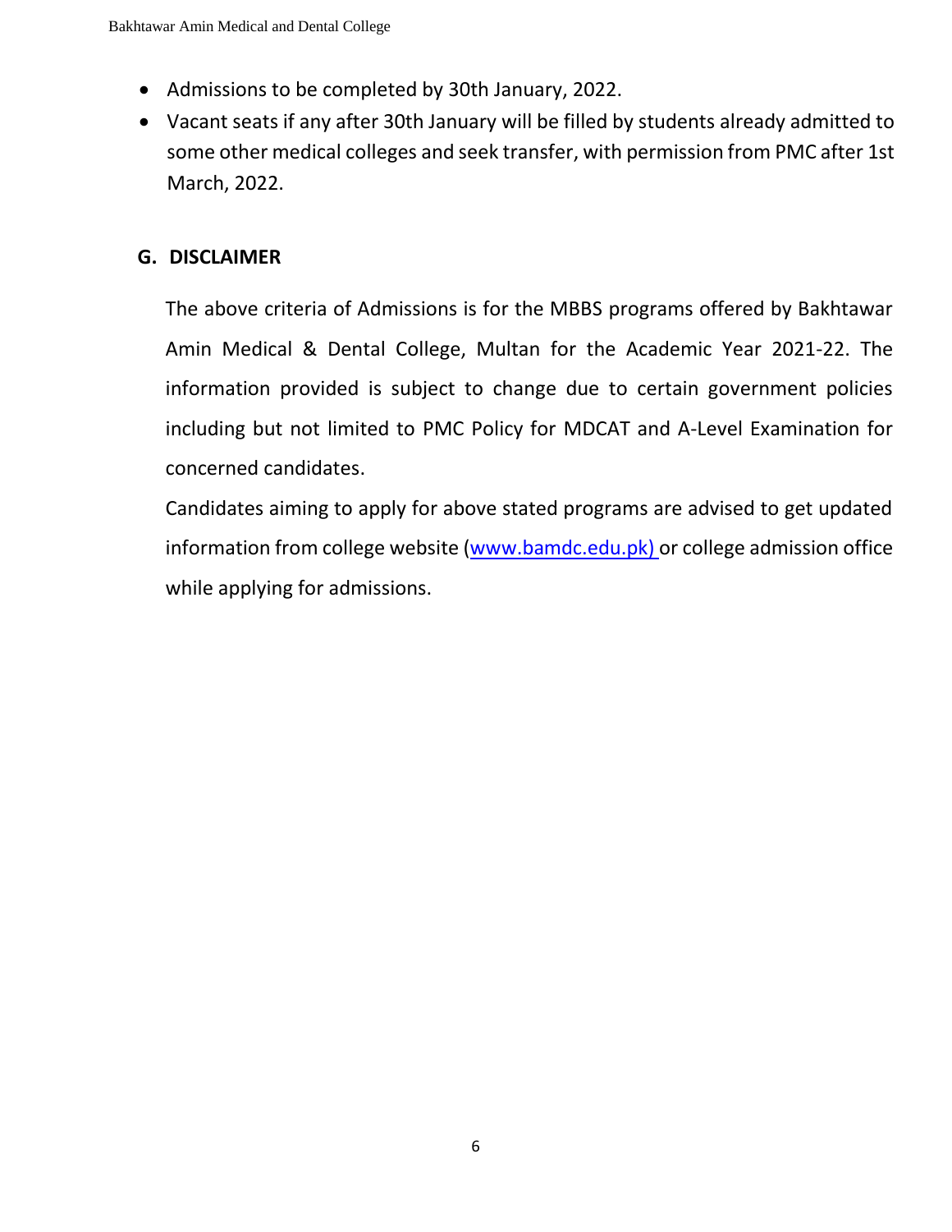- Admissions to be completed by 30th January, 2022.
- Vacant seats if any after 30th January will be filled by students already admitted to some other medical colleges and seek transfer, with permission from PMC after 1st March, 2022.

## G. DISCLAIMER

The above criteria of Admissions is for the MBBS programs offered by Bakhtawar Amin Medical & Dental College, Multan for the Academic Year 2021-22. The information provided is subject to change due to certain government policies including but not limited to PMC Policy for MDCAT and A-Level Examination for concerned candidates.

Candidates aiming to apply for above stated programs are advised to get updated information from college website (www.bamdc.edu.pk) or college admission office while applying for admissions.